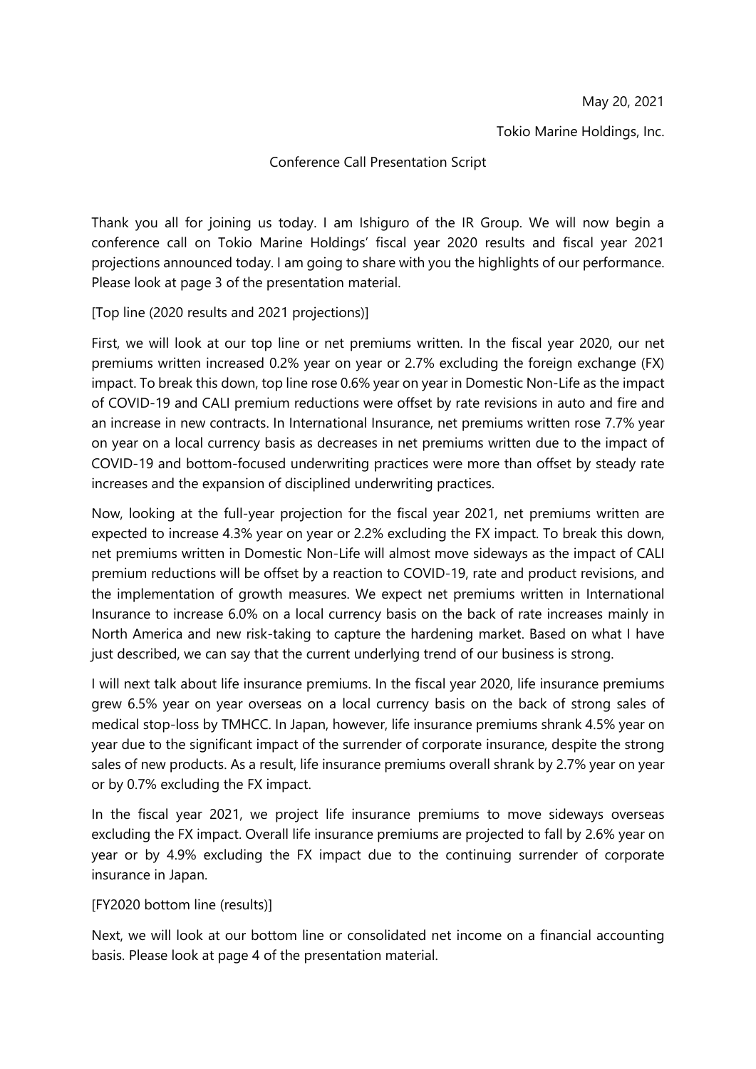May 20, 2021

Tokio Marine Holdings, Inc.

Conference Call Presentation Script

Thank you all for joining us today. I am Ishiguro of the IR Group. We will now begin a conference call on Tokio Marine Holdings' fiscal year 2020 results and fiscal year 2021 projections announced today. I am going to share with you the highlights of our performance. Please look at page 3 of the presentation material.

[Top line (2020 results and 2021 projections)]

First, we will look at our top line or net premiums written. In the fiscal year 2020, our net premiums written increased 0.2% year on year or 2.7% excluding the foreign exchange (FX) impact. To break this down, top line rose 0.6% year on year in Domestic Non-Life as the impact of COVID-19 and CALI premium reductions were offset by rate revisions in auto and fire and an increase in new contracts. In International Insurance, net premiums written rose 7.7% year on year on a local currency basis as decreases in net premiums written due to the impact of COVID-19 and bottom-focused underwriting practices were more than offset by steady rate increases and the expansion of disciplined underwriting practices.

Now, looking at the full-year projection for the fiscal year 2021, net premiums written are expected to increase 4.3% year on year or 2.2% excluding the FX impact. To break this down, net premiums written in Domestic Non-Life will almost move sideways as the impact of CALI premium reductions will be offset by a reaction to COVID-19, rate and product revisions, and the implementation of growth measures. We expect net premiums written in International Insurance to increase 6.0% on a local currency basis on the back of rate increases mainly in North America and new risk-taking to capture the hardening market. Based on what I have just described, we can say that the current underlying trend of our business is strong.

I will next talk about life insurance premiums. In the fiscal year 2020, life insurance premiums grew 6.5% year on year overseas on a local currency basis on the back of strong sales of medical stop-loss by TMHCC. In Japan, however, life insurance premiums shrank 4.5% year on year due to the significant impact of the surrender of corporate insurance, despite the strong sales of new products. As a result, life insurance premiums overall shrank by 2.7% year on year or by 0.7% excluding the FX impact.

In the fiscal year 2021, we project life insurance premiums to move sideways overseas excluding the FX impact. Overall life insurance premiums are projected to fall by 2.6% year on year or by 4.9% excluding the FX impact due to the continuing surrender of corporate insurance in Japan.

[FY2020 bottom line (results)]

Next, we will look at our bottom line or consolidated net income on a financial accounting basis. Please look at page 4 of the presentation material.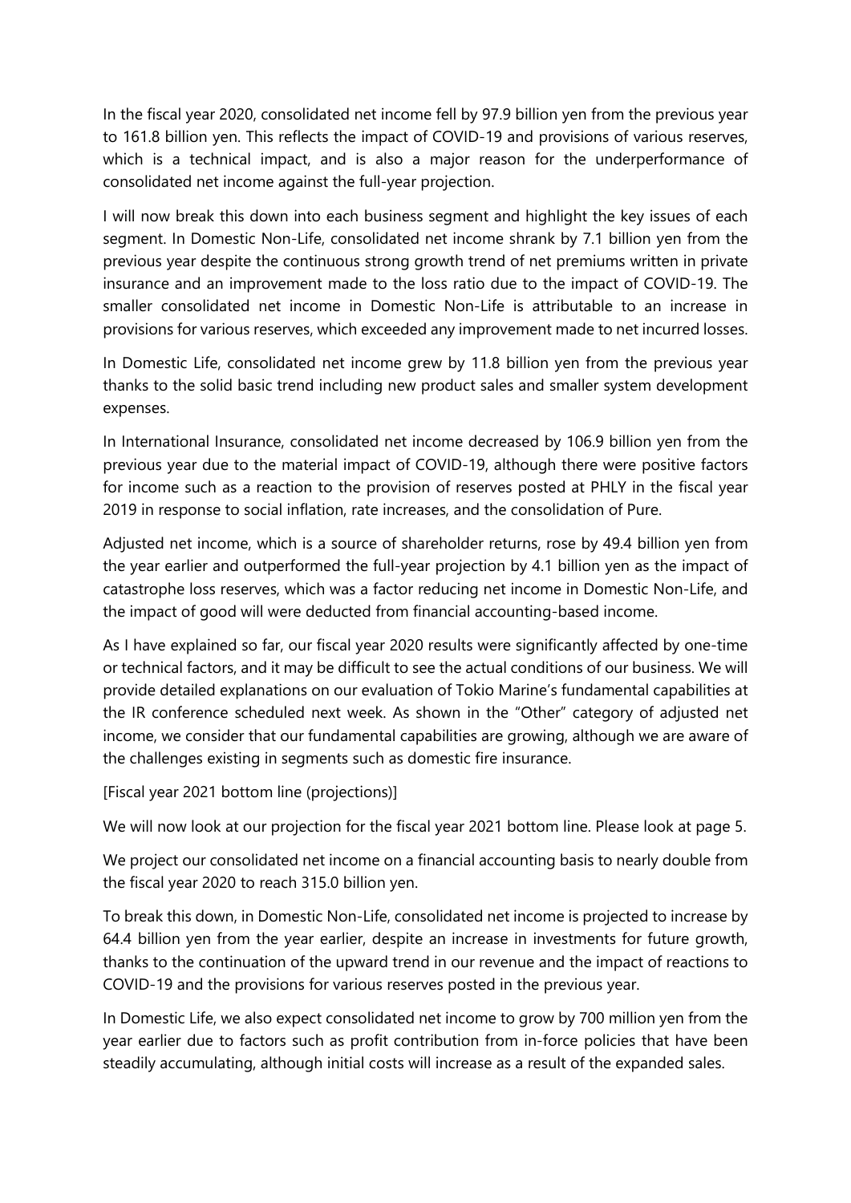In the fiscal year 2020, consolidated net income fell by 97.9 billion yen from the previous year to 161.8 billion yen. This reflects the impact of COVID-19 and provisions of various reserves, which is a technical impact, and is also a major reason for the underperformance of consolidated net income against the full-year projection.

I will now break this down into each business segment and highlight the key issues of each segment. In Domestic Non-Life, consolidated net income shrank by 7.1 billion yen from the previous year despite the continuous strong growth trend of net premiums written in private insurance and an improvement made to the loss ratio due to the impact of COVID-19. The smaller consolidated net income in Domestic Non-Life is attributable to an increase in provisions for various reserves, which exceeded any improvement made to net incurred losses.

In Domestic Life, consolidated net income grew by 11.8 billion yen from the previous year thanks to the solid basic trend including new product sales and smaller system development expenses.

In International Insurance, consolidated net income decreased by 106.9 billion yen from the previous year due to the material impact of COVID-19, although there were positive factors for income such as a reaction to the provision of reserves posted at PHLY in the fiscal year 2019 in response to social inflation, rate increases, and the consolidation of Pure.

Adjusted net income, which is a source of shareholder returns, rose by 49.4 billion yen from the year earlier and outperformed the full-year projection by 4.1 billion yen as the impact of catastrophe loss reserves, which was a factor reducing net income in Domestic Non-Life, and the impact of good will were deducted from financial accounting-based income.

As I have explained so far, our fiscal year 2020 results were significantly affected by one-time or technical factors, and it may be difficult to see the actual conditions of our business. We will provide detailed explanations on our evaluation of Tokio Marine's fundamental capabilities at the IR conference scheduled next week. As shown in the "Other" category of adjusted net income, we consider that our fundamental capabilities are growing, although we are aware of the challenges existing in segments such as domestic fire insurance.

[Fiscal year 2021 bottom line (projections)]

We will now look at our projection for the fiscal year 2021 bottom line. Please look at page 5.

We project our consolidated net income on a financial accounting basis to nearly double from the fiscal year 2020 to reach 315.0 billion yen.

To break this down, in Domestic Non-Life, consolidated net income is projected to increase by 64.4 billion yen from the year earlier, despite an increase in investments for future growth, thanks to the continuation of the upward trend in our revenue and the impact of reactions to COVID-19 and the provisions for various reserves posted in the previous year.

In Domestic Life, we also expect consolidated net income to grow by 700 million yen from the year earlier due to factors such as profit contribution from in-force policies that have been steadily accumulating, although initial costs will increase as a result of the expanded sales.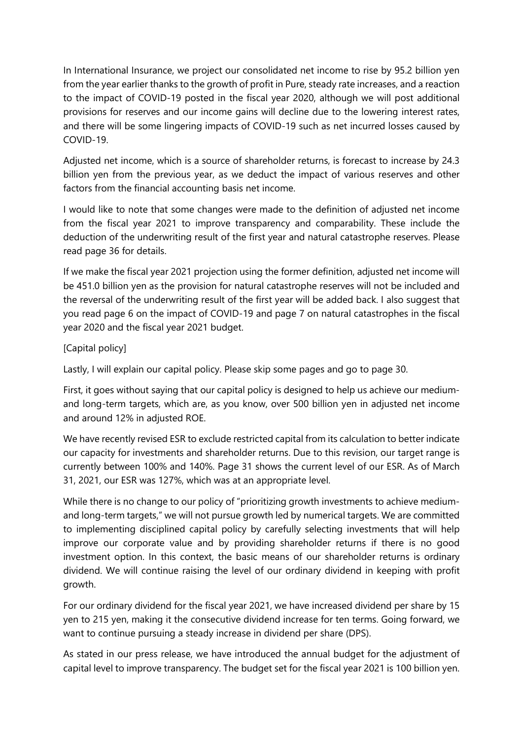In International Insurance, we project our consolidated net income to rise by 95.2 billion yen from the year earlier thanks to the growth of profit in Pure, steady rate increases, and a reaction to the impact of COVID-19 posted in the fiscal year 2020, although we will post additional provisions for reserves and our income gains will decline due to the lowering interest rates, and there will be some lingering impacts of COVID-19 such as net incurred losses caused by COVID-19.

Adjusted net income, which is a source of shareholder returns, is forecast to increase by 24.3 billion yen from the previous year, as we deduct the impact of various reserves and other factors from the financial accounting basis net income.

I would like to note that some changes were made to the definition of adjusted net income from the fiscal year 2021 to improve transparency and comparability. These include the deduction of the underwriting result of the first year and natural catastrophe reserves. Please read page 36 for details.

If we make the fiscal year 2021 projection using the former definition, adjusted net income will be 451.0 billion yen as the provision for natural catastrophe reserves will not be included and the reversal of the underwriting result of the first year will be added back. I also suggest that you read page 6 on the impact of COVID-19 and page 7 on natural catastrophes in the fiscal year 2020 and the fiscal year 2021 budget.

[Capital policy]

Lastly, I will explain our capital policy. Please skip some pages and go to page 30.

First, it goes without saying that our capital policy is designed to help us achieve our medium- and long-term targets, which are, as you know, over 500 billion yen in adjusted net income and around 12% in adjusted ROE.

We have recently revised ESR to exclude restricted capital from its calculation to better indicate our capacity for investments and shareholder returns. Due to this revision, our target range is currently between 100% and 140%. Page 31 shows the current level of our ESR. As of March 31, 2021, our ESR was 127%, which was at an appropriate level.

While there is no change to our policy of "prioritizing growth investments to achieve medium- and long-term targets," we will not pursue growth led by numerical targets. We are committed to implementing disciplined capital policy by carefully selecting investments that will help improve our corporate value and by providing shareholder returns if there is no good investment option. In this context, the basic means of our shareholder returns is ordinary dividend. We will continue raising the level of our ordinary dividend in keeping with profit growth.

For our ordinary dividend for the fiscal year 2021, we have increased dividend per share by 15 yen to 215 yen, making it the consecutive dividend increase for ten terms. Going forward, we want to continue pursuing a steady increase in dividend per share (DPS).

As stated in our press release, we have introduced the annual budget for the adjustment of capital level to improve transparency. The budget set for the fiscal year 2021 is 100 billion yen.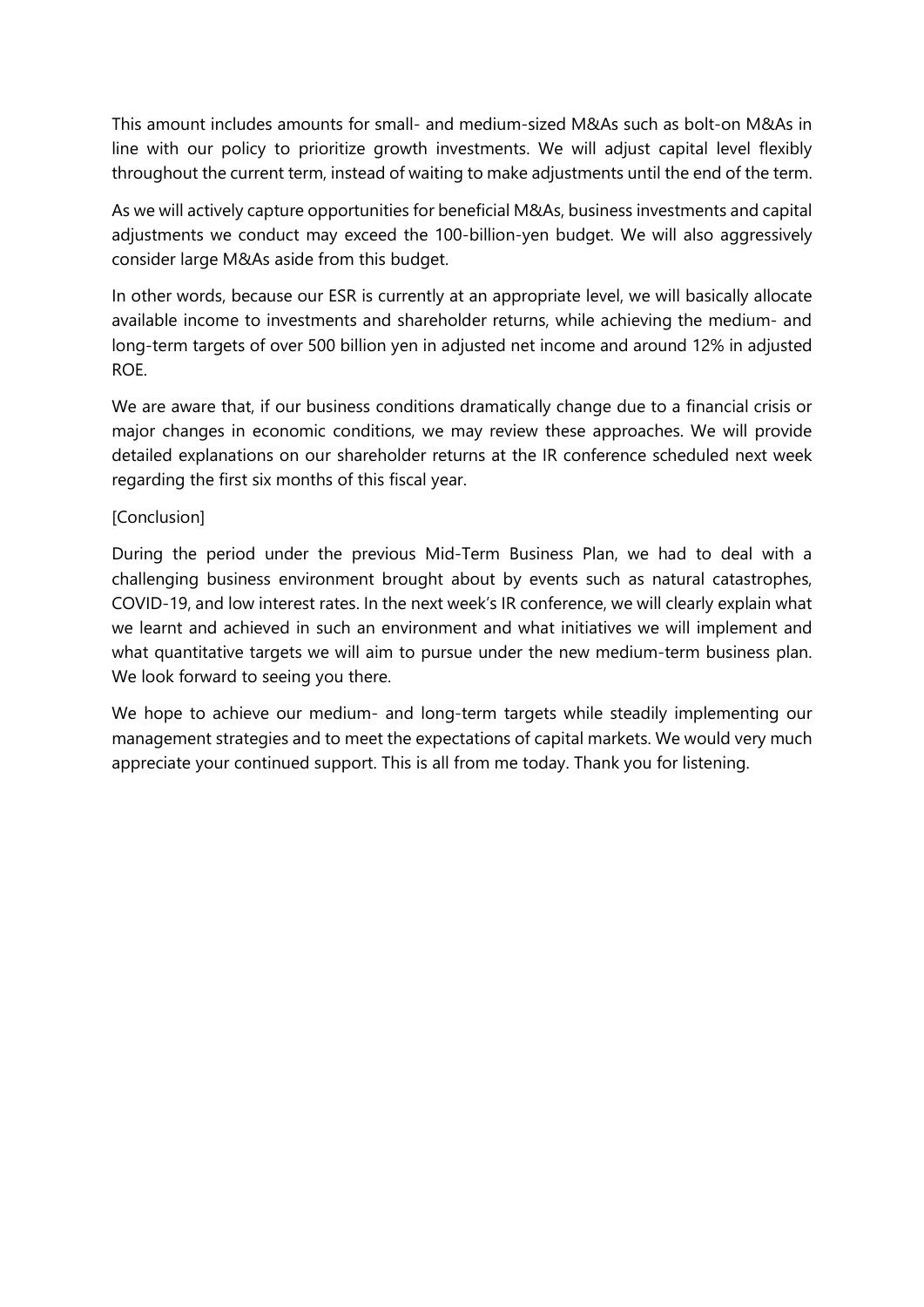This amount includes amounts for small- and medium-sized M&As such as bolt-on M&As in line with our policy to prioritize growth investments. We will adjust capital level flexibly throughout the current term, instead of waiting to make adjustments until the end of the term.

As we will actively capture opportunities for beneficial M&As, business investments and capital adjustments we conduct may exceed the 100-billion-yen budget. We will also aggressively consider large M&As aside from this budget.

In other words, because our ESR is currently at an appropriate level, we will basically allocate available income to investments and shareholder returns, while achieving the medium- and long-term targets of over 500 billion yen in adjusted net income and around 12% in adjusted ROE.

We are aware that, if our business conditions dramatically change due to a financial crisis or major changes in economic conditions, we may review these approaches. We will provide detailed explanations on our shareholder returns at the IR conference scheduled next week regarding the first six months of this fiscal year.

[Conclusion]

During the period under the previous Mid-Term Business Plan, we had to deal with a challenging business environment brought about by events such as natural catastrophes, COVID-19, and low interest rates. In the next week's IR conference, we will clearly explain what we learnt and achieved in such an environment and what initiatives we will implement and what quantitative targets we will aim to pursue under the new medium-term business plan. We look forward to seeing you there.

We hope to achieve our medium- and long-term targets while steadily implementing our management strategies and to meet the expectations of capital markets. We would very much appreciate your continued support. This is all from me today. Thank you for listening.